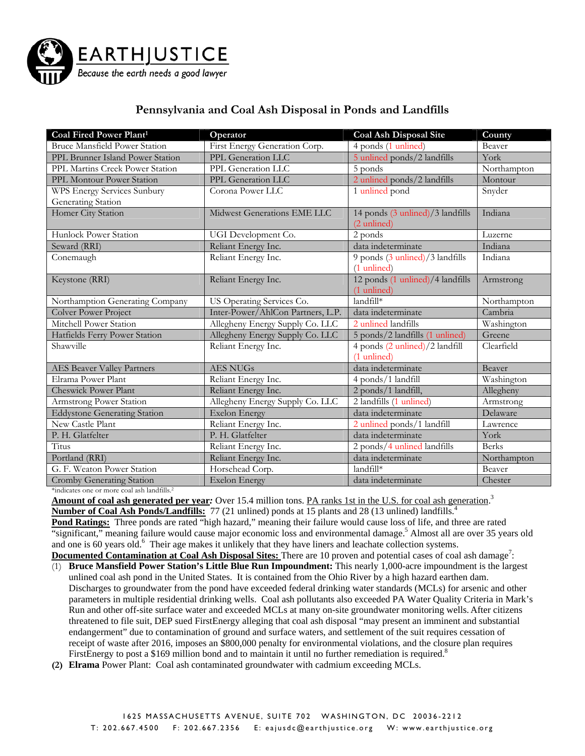# Pennsylvania and Coal Ash Disposal in Ponds and Landfills

| Coal Fired Power Plant[1] | Operator | Coal Ash Disposal Site | County |
|---|---|---|---|
| Bruce Mansfield Power Station | First Energy Generation Corp. | 4 ponds (1 unlined) | Beaver |
| PPL Brunner Island Power Station | PPL Generation LLC | 5 unlined ponds/2 landfills | York |
| PPL Martins Creek Power Station | PPL Generation LLC | 5 ponds | Northampton |
| PPL Montour Power Station | PPL Generation LLC | 2 unlined ponds/2 landfills | Montour |
| WPS Energy Services Sunbury Generating Station | Corona Power LLC | 1 unlined pond | Snyder |
| Homer City Station | Midwest Generations EME LLC | 14 ponds (3 unlined)/3 landfills (2 unlined) | Indiana |
| Hunlock Power Station | UGI Development Co. | 2 ponds | Luzerne |
| Seward (RRI) | Reliant Energy Inc. | data indeterminate | Indiana |
| Conemaugh | Reliant Energy Inc. | 9 ponds (3 unlined)/3 landfills (1 unlined) | Indiana |
| Keystone (RRI) | Reliant Energy Inc. | 12 ponds (1 unlined)/4 landfills (1 unlined) | Armstrong |
| Northampton Generating Company | US Operating Services Co. | landfill* | Northampton |
| Colver Power Project | Inter-Power/AhlCon Partners, L.P. | data indeterminate | Cambria |
| Mitchell Power Station | Allegheny Energy Supply Co. LLC | 2 unlined landfills | Washington |
| Hatfields Ferry Power Station | Allegheny Energy Supply Co. LLC | 5 ponds/2 landfills (1 unlined) | Greene |
| Shawville | Reliant Energy Inc. | 4 ponds (2 unlined)/2 landfill (1 unlined) | Clearfield |
| AES Beaver Valley Partners | AES NUGs | data indeterminate | Beaver |
| Elrama Power Plant | Reliant Energy Inc. | 4 ponds/1 landfill | Washington |
| Cheswick Power Plant | Reliant Energy Inc. | 2 ponds/1 landfill, | Allegheny |
| Armstrong Power Station | Allegheny Energy Supply Co. LLC | 2 landfills (1 unlined) | Armstrong |
| Eddystone Generating Station | Exelon Energy | data indeterminate | Delaware |
| New Castle Plant | Reliant Energy Inc. | 2 unlined ponds/1 landfill | Lawrence |
| P. H. Glatfelter | P. H. Glatfelter | data indeterminate | York |
| Titus | Reliant Energy Inc. | 2 ponds/4 unlined landfills | Berks |
| Portland (RRI) | Reliant Energy Inc. | data indeterminate | Northampton |
| G. F. Weaton Power Station | Horsehead Corp. | landfill* | Beaver |
| Cromby Generating Station | Exelon Energy | data indeterminate | Chester |

*indicates one or more coal ash landfills.[2]

**Amount of coal ash generated per year:** Over 15.4 million tons. PA ranks 1st in the U.S. for coal ash generation.[3]

**Number of Coal Ash Ponds/Landfills:** 77 (21 unlined) ponds at 15 plants and 28 (13 unlined) landfills.[4]

**Pond Ratings:** Three ponds are rated "high hazard," meaning their failure would cause loss of life, and three are rated "significant," meaning failure would cause major economic loss and environmental damage.[5] Almost all are over 35 years old and one is 60 years old.[6] Their age makes it unlikely that they have liners and leachate collection systems.

**Documented Contamination at Coal Ash Disposal Sites:** There are 10 proven and potential cases of coal ash damage[7]:

(1) **Bruce Mansfield Power Station's Little Blue Run Impoundment:** This nearly 1,000-acre impoundment is the largest unlined coal ash pond in the United States. It is contained from the Ohio River by a high hazard earthen dam. Discharges to groundwater from the pond have exceeded federal drinking water standards (MCLs) for arsenic and other parameters in multiple residential drinking wells. Coal ash pollutants also exceeded PA Water Quality Criteria in Mark's Run and other off-site surface water and exceeded MCLs at many on-site groundwater monitoring wells. After citizens threatened to file suit, DEP sued FirstEnergy alleging that coal ash disposal "may present an imminent and substantial endangerment" due to contamination of ground and surface waters, and settlement of the suit requires cessation of receipt of waste after 2016, imposes an $800,000 penalty for environmental violations, and the closure plan requires FirstEnergy to post a $169 million bond and to maintain it until no further remediation is required.[8]

(2) **Elrama** Power Plant: Coal ash contaminated groundwater with cadmium exceeding MCLs.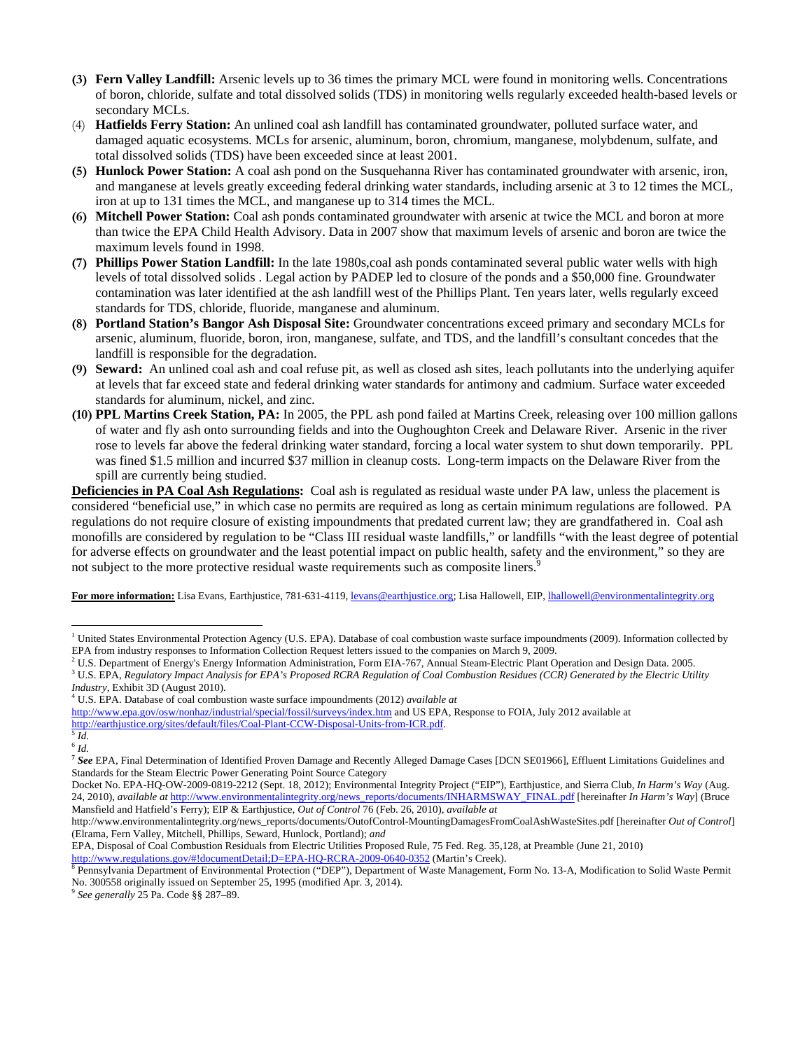**(3) Fern Valley Landfill:** Arsenic levels up to 36 times the primary MCL were found in monitoring wells. Concentrations of boron, chloride, sulfate and total dissolved solids (TDS) in monitoring wells regularly exceeded health-based levels or secondary MCLs.

(4) **Hatfields Ferry Station:** An unlined coal ash landfill has contaminated groundwater, polluted surface water, and damaged aquatic ecosystems. MCLs for arsenic, aluminum, boron, chromium, manganese, molybdenum, sulfate, and total dissolved solids (TDS) have been exceeded since at least 2001.

**(5) Hunlock Power Station:** A coal ash pond on the Susquehanna River has contaminated groundwater with arsenic, iron, and manganese at levels greatly exceeding federal drinking water standards, including arsenic at 3 to 12 times the MCL, iron at up to 131 times the MCL, and manganese up to 314 times the MCL.

**(6) Mitchell Power Station:** Coal ash ponds contaminated groundwater with arsenic at twice the MCL and boron at more than twice the EPA Child Health Advisory. Data in 2007 show that maximum levels of arsenic and boron are twice the maximum levels found in 1998.

**(7) Phillips Power Station Landfill:** In the late 1980s,coal ash ponds contaminated several public water wells with high levels of total dissolved solids . Legal action by PADEP led to closure of the ponds and a $50,000 fine. Groundwater contamination was later identified at the ash landfill west of the Phillips Plant. Ten years later, wells regularly exceed standards for TDS, chloride, fluoride, manganese and aluminum.

**(8) Portland Station's Bangor Ash Disposal Site:** Groundwater concentrations exceed primary and secondary MCLs for arsenic, aluminum, fluoride, boron, iron, manganese, sulfate, and TDS, and the landfill's consultant concedes that the landfill is responsible for the degradation.

**(9) Seward:** An unlined coal ash and coal refuse pit, as well as closed ash sites, leach pollutants into the underlying aquifer at levels that far exceed state and federal drinking water standards for antimony and cadmium. Surface water exceeded standards for aluminum, nickel, and zinc.

**(10) PPL Martins Creek Station, PA:** In 2005, the PPL ash pond failed at Martins Creek, releasing over 100 million gallons of water and fly ash onto surrounding fields and into the Oughoughton Creek and Delaware River. Arsenic in the river rose to levels far above the federal drinking water standard, forcing a local water system to shut down temporarily. PPL was fined $1.5 million and incurred $37 million in cleanup costs. Long-term impacts on the Delaware River from the spill are currently being studied.

**Deficiencies in PA Coal Ash Regulations:** Coal ash is regulated as residual waste under PA law, unless the placement is considered "beneficial use," in which case no permits are required as long as certain minimum regulations are followed. PA regulations do not require closure of existing impoundments that predated current law; they are grandfathered in. Coal ash monofills are considered by regulation to be "Class III residual waste landfills," or landfills "with the least degree of potential for adverse effects on groundwater and the least potential impact on public health, safety and the environment," so they are not subject to the more protective residual waste requirements such as composite liners.[9]

**For more information:** Lisa Evans, Earthjustice, 781-631-4119, levans@earthjustice.org; Lisa Hallowell, EIP, lhallowell@environmentalintegrity.org

---

[1] United States Environmental Protection Agency (U.S. EPA). Database of coal combustion waste surface impoundments (2009). Information collected by EPA from industry responses to Information Collection Request letters issued to the companies on March 9, 2009.

[2] U.S. Department of Energy's Energy Information Administration, Form EIA-767, Annual Steam-Electric Plant Operation and Design Data. 2005.

[3] U.S. EPA, *Regulatory Impact Analysis for EPA's Proposed RCRA Regulation of Coal Combustion Residues (CCR) Generated by the Electric Utility Industry*, Exhibit 3D (August 2010).

[4] U.S. EPA. Database of coal combustion waste surface impoundments (2012) *available at* http://www.epa.gov/osw/nonhaz/industrial/special/fossil/surveys/index.htm and US EPA, Response to FOIA, July 2012 available at http://earthjustice.org/sites/default/files/Coal-Plant-CCW-Disposal-Units-from-ICR.pdf.

[5] *Id.*

[6] *Id.*

[7] ***See*** EPA, Final Determination of Identified Proven Damage and Recently Alleged Damage Cases [DCN SE01966], Effluent Limitations Guidelines and Standards for the Steam Electric Power Generating Point Source Category Docket No. EPA-HQ-OW-2009-0819-2212 (Sept. 18, 2012); Environmental Integrity Project ("EIP"), Earthjustice, and Sierra Club, *In Harm's Way* (Aug. 24, 2010), *available at* http://www.environmentalintegrity.org/news_reports/documents/INHARMSWAY_FINAL.pdf [hereinafter *In Harm's Way*] (Bruce Mansfield and Hatfield's Ferry); EIP & Earthjustice, *Out of Control* 76 (Feb. 26, 2010), *available at* http://www.environmentalintegrity.org/news_reports/documents/OutofControl-MountingDamagesFromCoalAshWasteSites.pdf [hereinafter *Out of Control*] (Elrama, Fern Valley, Mitchell, Phillips, Seward, Hunlock, Portland); *and* EPA, Disposal of Coal Combustion Residuals from Electric Utilities Proposed Rule, 75 Fed. Reg. 35,128, at Preamble (June 21, 2010) http://www.regulations.gov/#!documentDetail;D=EPA-HQ-RCRA-2009-0640-0352 (Martin's Creek).

[8] Pennsylvania Department of Environmental Protection ("DEP"), Department of Waste Management, Form No. 13-A, Modification to Solid Waste Permit No. 300558 originally issued on September 25, 1995 (modified Apr. 3, 2014).

[9] *See generally* 25 Pa. Code §§ 287–89.